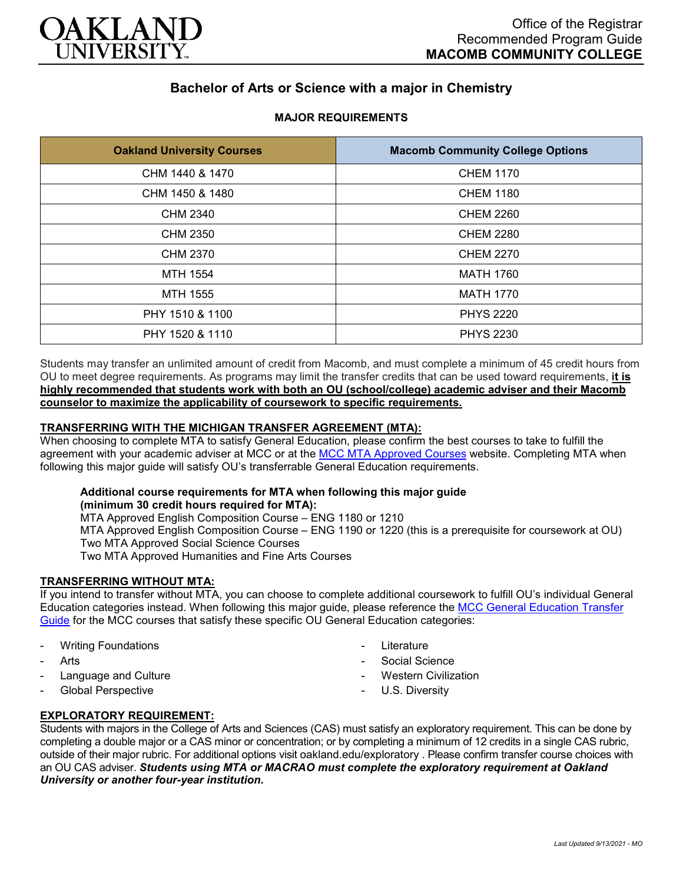OAKLAND UNIVERSITY

Office of the Registrar
Recommended Program Guide
**MACOMB COMMUNITY COLLEGE**

# Bachelor of Arts or Science with a major in Chemistry

### MAJOR REQUIREMENTS

| Oakland University Courses | Macomb Community College Options |
| --- | --- |
| CHM 1440 & 1470 | CHEM 1170 |
| CHM 1450 & 1480 | CHEM 1180 |
| CHM 2340 | CHEM 2260 |
| CHM 2350 | CHEM 2280 |
| CHM 2370 | CHEM 2270 |
| MTH 1554 | MATH 1760 |
| MTH 1555 | MATH 1770 |
| PHY 1510 & 1100 | PHYS 2220 |
| PHY 1520 & 1110 | PHYS 2230 |

Students may transfer an unlimited amount of credit from Macomb, and must complete a minimum of 45 credit hours from OU to meet degree requirements. As programs may limit the transfer credits that can be used toward requirements, **it is highly recommended that students work with both an OU (school/college) academic adviser and their Macomb counselor to maximize the applicability of coursework to specific requirements.**

**TRANSFERRING WITH THE MICHIGAN TRANSFER AGREEMENT (MTA):**
When choosing to complete MTA to satisfy General Education, please confirm the best courses to take to fulfill the agreement with your academic adviser at MCC or at the MCC MTA Approved Courses website. Completing MTA when following this major guide will satisfy OU's transferrable General Education requirements.

**Additional course requirements for MTA when following this major guide (minimum 30 credit hours required for MTA):**
MTA Approved English Composition Course – ENG 1180 or 1210
MTA Approved English Composition Course – ENG 1190 or 1220 (this is a prerequisite for coursework at OU)
Two MTA Approved Social Science Courses
Two MTA Approved Humanities and Fine Arts Courses

**TRANSFERRING WITHOUT MTA:**
If you intend to transfer without MTA, you can choose to complete additional coursework to fulfill OU's individual General Education categories instead. When following this major guide, please reference the MCC General Education Transfer Guide for the MCC courses that satisfy these specific OU General Education categories:

- Writing Foundations
- Arts
- Language and Culture
- Global Perspective
- Literature
- Social Science
- Western Civilization
- U.S. Diversity

**EXPLORATORY REQUIREMENT:**
Students with majors in the College of Arts and Sciences (CAS) must satisfy an exploratory requirement. This can be done by completing a double major or a CAS minor or concentration; or by completing a minimum of 12 credits in a single CAS rubric, outside of their major rubric. For additional options visit oakland.edu/exploratory . Please confirm transfer course choices with an OU CAS adviser. ***Students using MTA or MACRAO must complete the exploratory requirement at Oakland University or another four-year institution.***

*Last Updated 9/13/2021 - MO*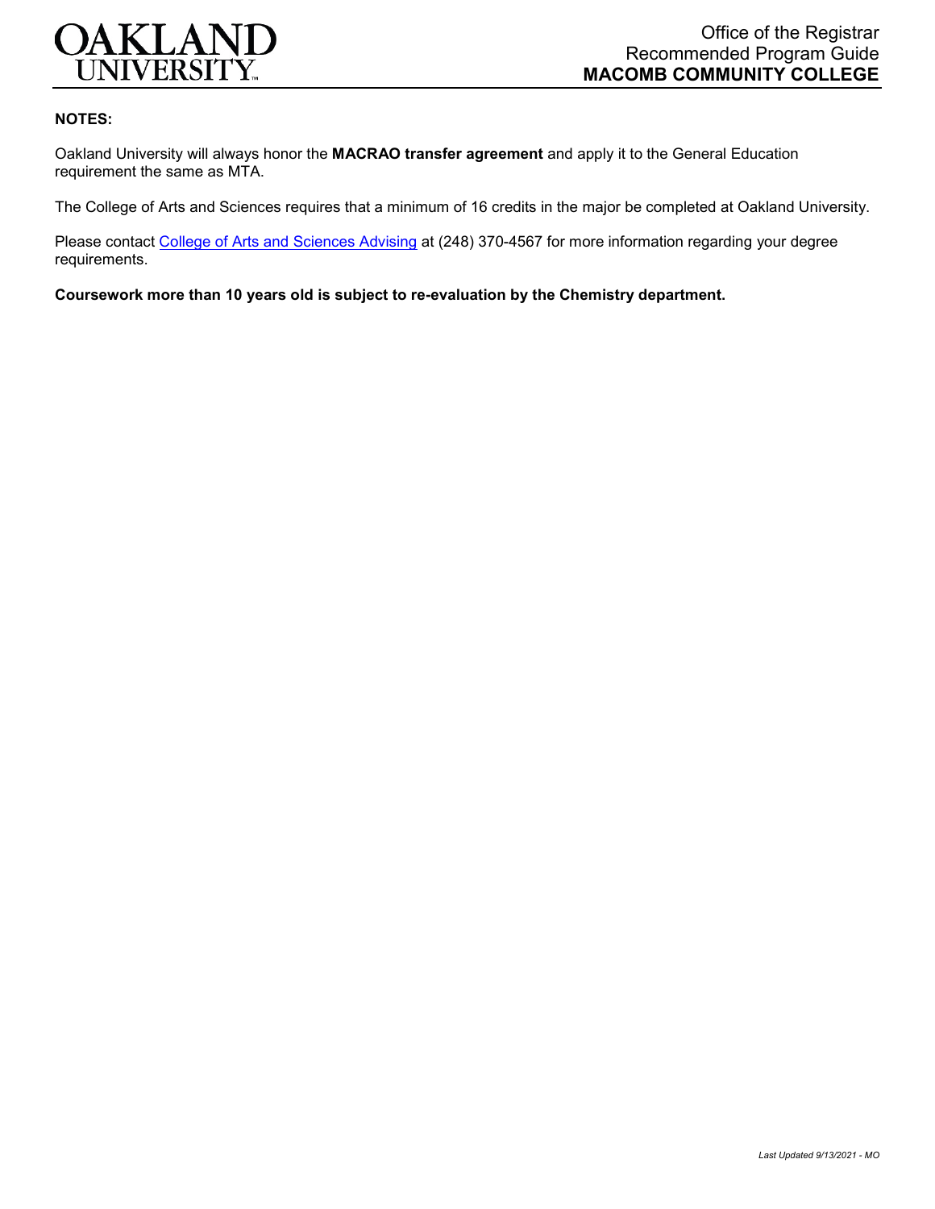**NOTES:**

Oakland University will always honor the **MACRAO transfer agreement** and apply it to the General Education requirement the same as MTA.

The College of Arts and Sciences requires that a minimum of 16 credits in the major be completed at Oakland University.

Please contact College of Arts and Sciences Advising at (248) 370-4567 for more information regarding your degree requirements.

**Coursework more than 10 years old is subject to re-evaluation by the Chemistry department.**

*Last Updated 9/13/2021 - MO*